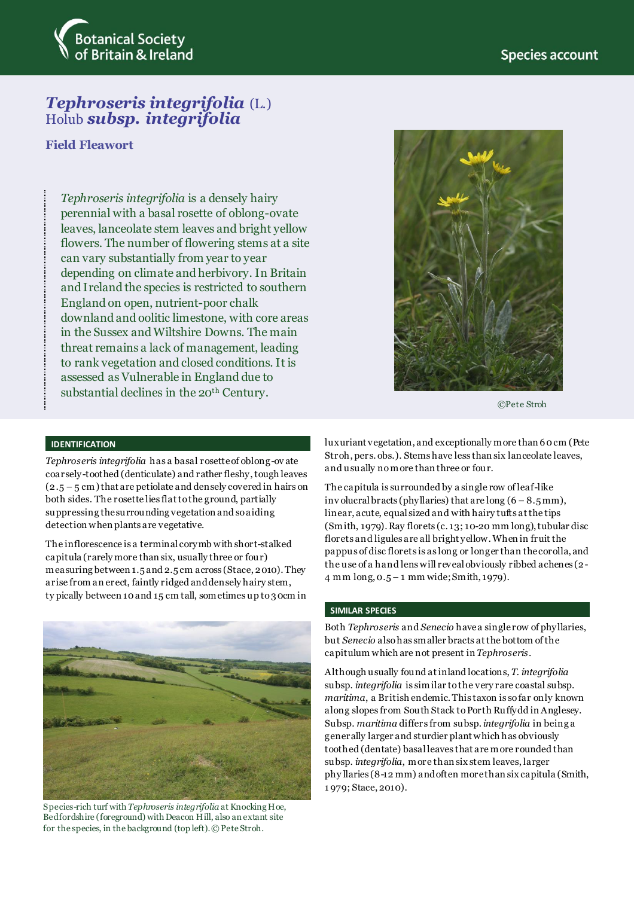Botanical Society of Britain & Ireland

Species account

# *Tephroseris integrifolia* (L.) Holub *subsp. integrifolia*

## Field Fleawort

*Tephroseris integrifolia* is a densely hairy perennial with a basal rosette of oblong-ovate leaves, lanceolate stem leaves and bright yellow flowers. The number of flowering stems at a site can vary substantially from year to year depending on climate and herbivory. In Britain and Ireland the species is restricted to southern England on open, nutrient-poor chalk downland and oolitic limestone, with core areas in the Sussex and Wiltshire Downs. The main threat remains a lack of management, leading to rank vegetation and closed conditions. It is assessed as Vulnerable in England due to substantial declines in the 20th Century.

©Pete Stroh

## IDENTIFICATION

*Tephroseris integrifolia* has a basal rosette of oblong-ovate coarsely-toothed (denticulate) and rather fleshy, tough leaves (2.5 – 5 cm) that are petiolate and densely covered in hairs on both sides. The rosette lies flat to the ground, partially suppressing the surrounding vegetation and so aiding detection when plants are vegetative.

The inflorescence is a terminal corymb with short-stalked capitula (rarely more than six, usually three or four) measuring between 1.5 and 2.5 cm across (Stace, 2010). They arise from an erect, faintly ridged and densely hairy stem, typically between 10 and 15 cm tall, sometimes up to 30cm in luxuriant vegetation, and exceptionally more than 60 cm (Pete Stroh, pers. obs.). Stems have less than six lanceolate leaves, and usually no more than three or four.

The capitula is surrounded by a single row of leaf-like involucral bracts (phyllaries) that are long (6 – 8.5mm), linear, acute, equal sized and with hairy tufts at the tips (Smith, 1979). Ray florets (c. 13; 10-20 mm long), tubular disc florets and ligules are all bright yellow. When in fruit the pappus of disc florets is as long or longer than the corolla, and the use of a hand lens will reveal obviously ribbed achenes (2-4 mm long, 0.5 – 1 mm wide; Smith, 1979).

Species-rich turf with *Tephroseris integrifolia* at Knocking Hoe, Bedfordshire (foreground) with Deacon Hill, also an extant site for the species, in the background (top left). © Pete Stroh.

## SIMILAR SPECIES

Both *Tephroseris* and *Senecio* have a single row of phyllaries, but *Senecio* also has smaller bracts at the bottom of the capitulum which are not present in *Tephroseris*.

Although usually found at inland locations, *T. integrifolia* subsp. *integrifolia* is similar to the very rare coastal subsp. *maritima*, a British endemic. This taxon is so far only known along slopes from South Stack to Porth Ruffydd in Anglesey. Subsp. *maritima* differs from subsp. *integrifolia* in being a generally larger and sturdier plant which has obviously toothed (dentate) basal leaves that are more rounded than subsp. *integrifolia*, more than six stem leaves, larger phyllaries (8-12 mm) and often more than six capitula (Smith, 1979; Stace, 2010).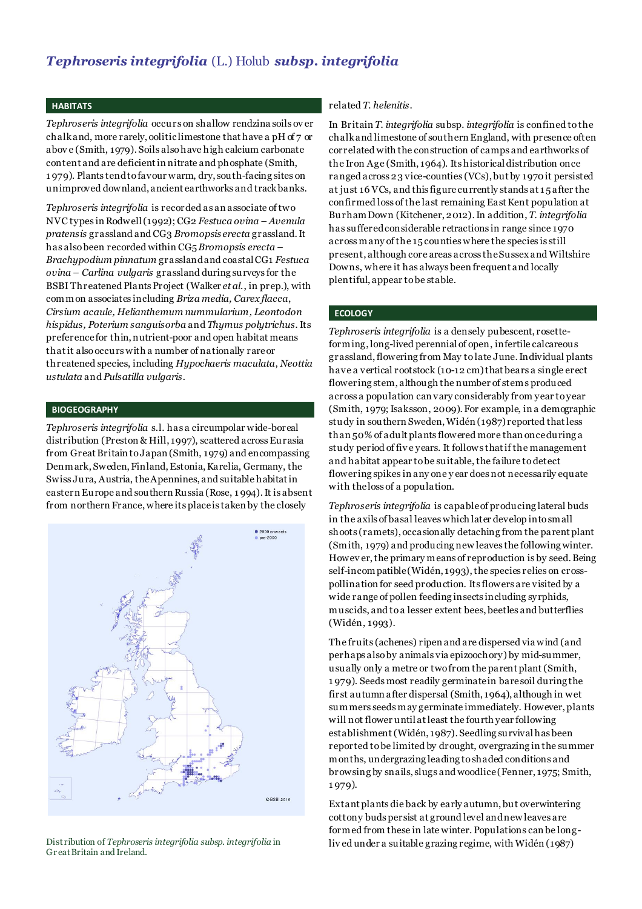## *Tephroseris integrifolia* (L.) Holub *subsp. integrifolia*

### HABITATS

*Tephroseris integrifolia* occurs on shallow rendzina soils over chalk and, more rarely, oolitic limestone that have a pH of 7 or above (Smith, 1979). Soils also have high calcium carbonate content and are deficient in nitrate and phosphate (Smith, 1979). Plants tend to favour warm, dry, south-facing sites on unimproved downland, ancient earthworks and track banks.

*Tephroseris integrifolia* is recorded as an associate of two NVC types in Rodwell (1992); CG2 *Festuca ovina – Avenula pratensis* grassland and CG3 *Bromopsis erecta* grassland. It has also been recorded within CG5 *Bromopsis erecta – Brachypodium pinnatum* grassland and coastal CG1 *Festuca ovina – Carlina vulgaris* grassland during surveys for the BSBI Threatened Plants Project (Walker *et al.*, in prep.), with common associates including *Briza media, Carex flacca, Cirsium acaule, Helianthemum nummularium, Leontodon hispidus, Poterium sanguisorba* and *Thymus polytrichus*. Its preference for thin, nutrient-poor and open habitat means that it also occurs with a number of nationally rare or threatened species, including *Hypochaeris maculata*, *Neottia ustulata* and *Pulsatilla vulgaris*.

### BIOGEOGRAPHY

*Tephroseris integrifolia* s.l. has a circumpolar wide-boreal distribution (Preston & Hill, 1997), scattered across Eurasia from Great Britain to Japan (Smith, 1979) and encompassing Denmark, Sweden, Finland, Estonia, Karelia, Germany, the Swiss Jura, Austria, the Apennines, and suitable habitat in eastern Europe and southern Russia (Rose, 1994). It is absent from northern France, where its place is taken by the closely related *T. helenitis*.

Distribution of *Tephroseris integrifolia subsp. integrifolia* in Great Britain and Ireland.

In Britain *T. integrifolia* subsp. *integrifolia* is confined to the chalk and limestone of southern England, with presence often correlated with the construction of camps and earthworks of the Iron Age (Smith, 1964). Its historical distribution once ranged across 23 vice-counties (VCs), but by 1970 it persisted at just 16 VCs, and this figure currently stands at 15 after the confirmed loss of the last remaining East Kent population at Burham Down (Kitchener, 2012). In addition, *T. integrifolia* has suffered considerable retractions in range since 1970 across many of the 15 counties where the species is still present, although core areas across the Sussex and Wiltshire Downs, where it has always been frequent and locally plentiful, appear to be stable.

### ECOLOGY

*Tephroseris integrifolia* is a densely pubescent, rosette-forming, long-lived perennial of open, infertile calcareous grassland, flowering from May to late June. Individual plants have a vertical rootstock (10-12 cm) that bears a single erect flowering stem, although the number of stems produced across a population can vary considerably from year to year (Smith, 1979; Isaksson, 2009). For example, in a demographic study in southern Sweden, Widén (1987) reported that less than 50% of adult plants flowered more than once during a study period of five years. It follows that if the management and habitat appear to be suitable, the failure to detect flowering spikes in any one year does not necessarily equate with the loss of a population.

*Tephroseris integrifolia* is capable of producing lateral buds in the axils of basal leaves which later develop into small shoots (ramets), occasionally detaching from the parent plant (Smith, 1979) and producing new leaves the following winter. However, the primary means of reproduction is by seed. Being self-incompatible (Widén, 1993), the species relies on cross-pollination for seed production. Its flowers are visited by a wide range of pollen feeding insects including syrphids, muscids, and to a lesser extent bees, beetles and butterflies (Widén, 1993).

The fruits (achenes) ripen and are dispersed via wind (and perhaps also by animals via epizoochory) by mid-summer, usually only a metre or two from the parent plant (Smith, 1979). Seeds most readily germinate in bare soil during the first autumn after dispersal (Smith, 1964), although in wet summers seeds may germinate immediately. However, plants will not flower until at least the fourth year following establishment (Widén, 1987). Seedling survival has been reported to be limited by drought, overgrazing in the summer months, undergrazing leading to shaded conditions and browsing by snails, slugs and woodlice (Fenner, 1975; Smith, 1979).

Extant plants die back by early autumn, but overwintering cottony buds persist at ground level and new leaves are formed from these in late winter. Populations can be long-lived under a suitable grazing regime, with Widén (1987)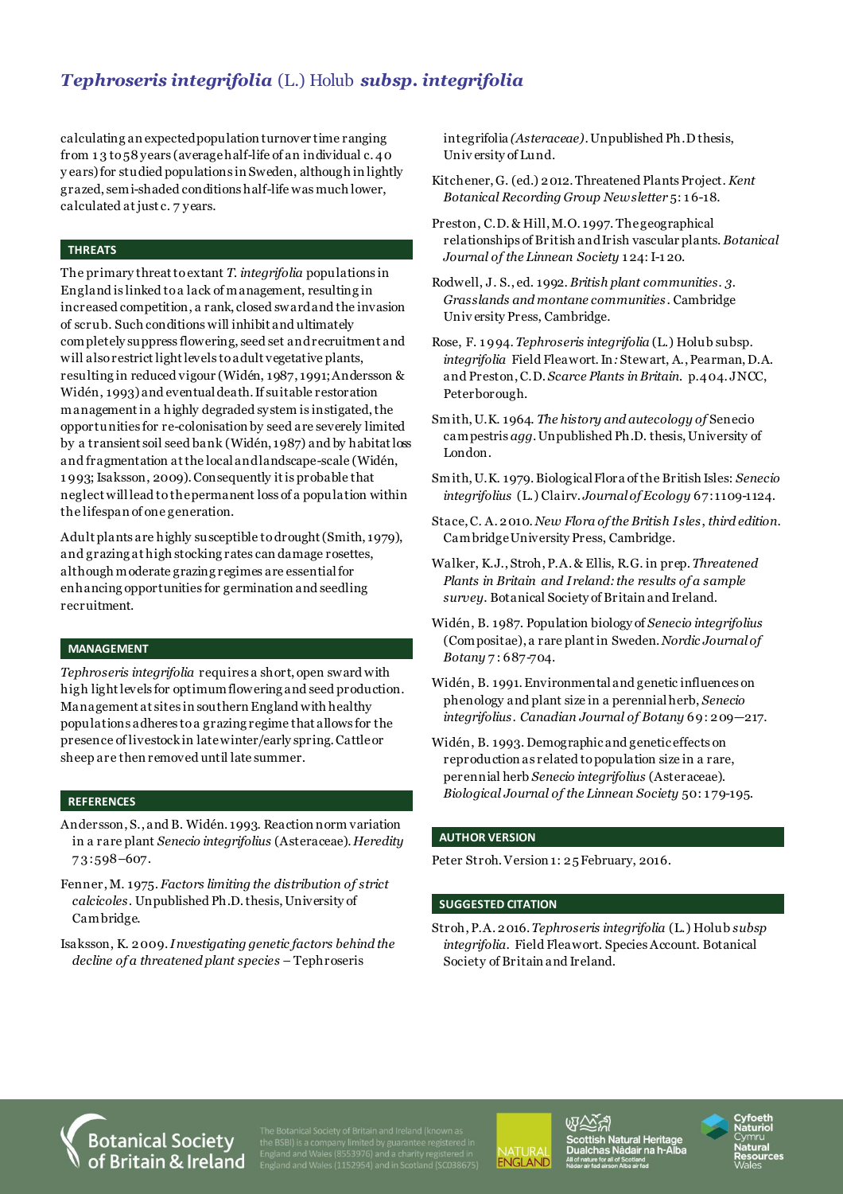calculating an expected population turnover time ranging from 13 to 58 years (average half-life of an individual c. 40 years) for studied populations in Sweden, although in lightly grazed, semi-shaded conditions half-life was much lower, calculated at just c. 7 years.

## THREATS

The primary threat to extant *T. integrifolia* populations in England is linked to a lack of management, resulting in increased competition, a rank, closed sward and the invasion of scrub. Such conditions will inhibit and ultimately completely suppress flowering, seed set and recruitment and will also restrict light levels to adult vegetative plants, resulting in reduced vigour (Widén, 1987, 1991; Andersson & Widén, 1993) and eventual death. If suitable restoration management in a highly degraded system is instigated, the opportunities for re-colonisation by seed are severely limited by a transient soil seed bank (Widén, 1987) and by habitat loss and fragmentation at the local and landscape-scale (Widén, 1993; Isaksson, 2009). Consequently it is probable that neglect will lead to the permanent loss of a population within the lifespan of one generation.

Adult plants are highly susceptible to drought (Smith, 1979), and grazing at high stocking rates can damage rosettes, although moderate grazing regimes are essential for enhancing opportunities for germination and seedling recruitment.

## MANAGEMENT

*Tephroseris integrifolia* requires a short, open sward with high light levels for optimum flowering and seed production. Management at sites in southern England with healthy populations adheres to a grazing regime that allows for the presence of livestock in late winter/early spring. Cattle or sheep are then removed until late summer.

## REFERENCES

Andersson, S., and B. Widén. 1993. Reaction norm variation in a rare plant *Senecio integrifolius* (Asteraceae). *Heredity* 73:598–607.

Fenner, M. 1975. *Factors limiting the distribution of strict calcicoles*. Unpublished Ph.D. thesis, University of Cambridge.

Isaksson, K. 2009. *Investigating genetic factors behind the decline of a threatened plant species* – Tephroseris integrifolia *(Asteraceae)*. Unpublished Ph.D thesis, University of Lund.

Kitchener, G. (ed.) 2012. Threatened Plants Project. *Kent Botanical Recording Group Newsletter* 5: 16-18.

Preston, C.D. & Hill, M.O. 1997. The geographical relationships of British and Irish vascular plants. *Botanical Journal of the Linnean Society* 124: I-120.

Rodwell, J. S., ed. 1992. *British plant communities. 3. Grasslands and montane communities*. Cambridge University Press, Cambridge.

Rose, F. 1994. *Tephroseris integrifolia* (L.) Holub subsp. *integrifolia* Field Fleawort. In: Stewart, A., Pearman, D.A. and Preston, C.D. *Scarce Plants in Britain.* p.404. JNCC, Peterborough.

Smith, U.K. 1964. *The history and autecology of* Senecio campestris *agg*. Unpublished Ph.D. thesis, University of London.

Smith, U.K. 1979. Biological Flora of the British Isles: *Senecio integrifolius* (L.) Clairv. *Journal of Ecology* 67:1109-1124.

Stace, C. A. 2010. *New Flora of the British Isles, third edition*. Cambridge University Press, Cambridge.

Walker, K.J., Stroh, P.A. & Ellis, R.G. in prep. *Threatened Plants in Britain and Ireland: the results of a sample survey*. Botanical Society of Britain and Ireland.

Widén, B. 1987. Population biology of *Senecio integrifolius* (Compositae), a rare plant in Sweden. *Nordic Journal of Botany* 7: 687-704.

Widén, B. 1991. Environmental and genetic influences on phenology and plant size in a perennial herb, *Senecio integrifolius*. *Canadian Journal of Botany* 69: 209—217.

Widén, B. 1993. Demographic and genetic effects on reproduction as related to population size in a rare, perennial herb *Senecio integrifolius* (Asteraceae). *Biological Journal of the Linnean Society* 50: 179-195.

## AUTHOR VERSION

Peter Stroh. Version 1: 25 February, 2016.

## SUGGESTED CITATION

Stroh, P.A. 2016. *Tephroseris integrifolia* (L.) Holub *subsp integrifolia*. Field Fleawort. Species Account. Botanical Society of Britain and Ireland.

The Botanical Society of Britain and Ireland (known as the BSBI) is a company limited by guarantee registered in England and Wales (8553976) and a charity registered in England and Wales (1152954) and in Scotland (SC038675)